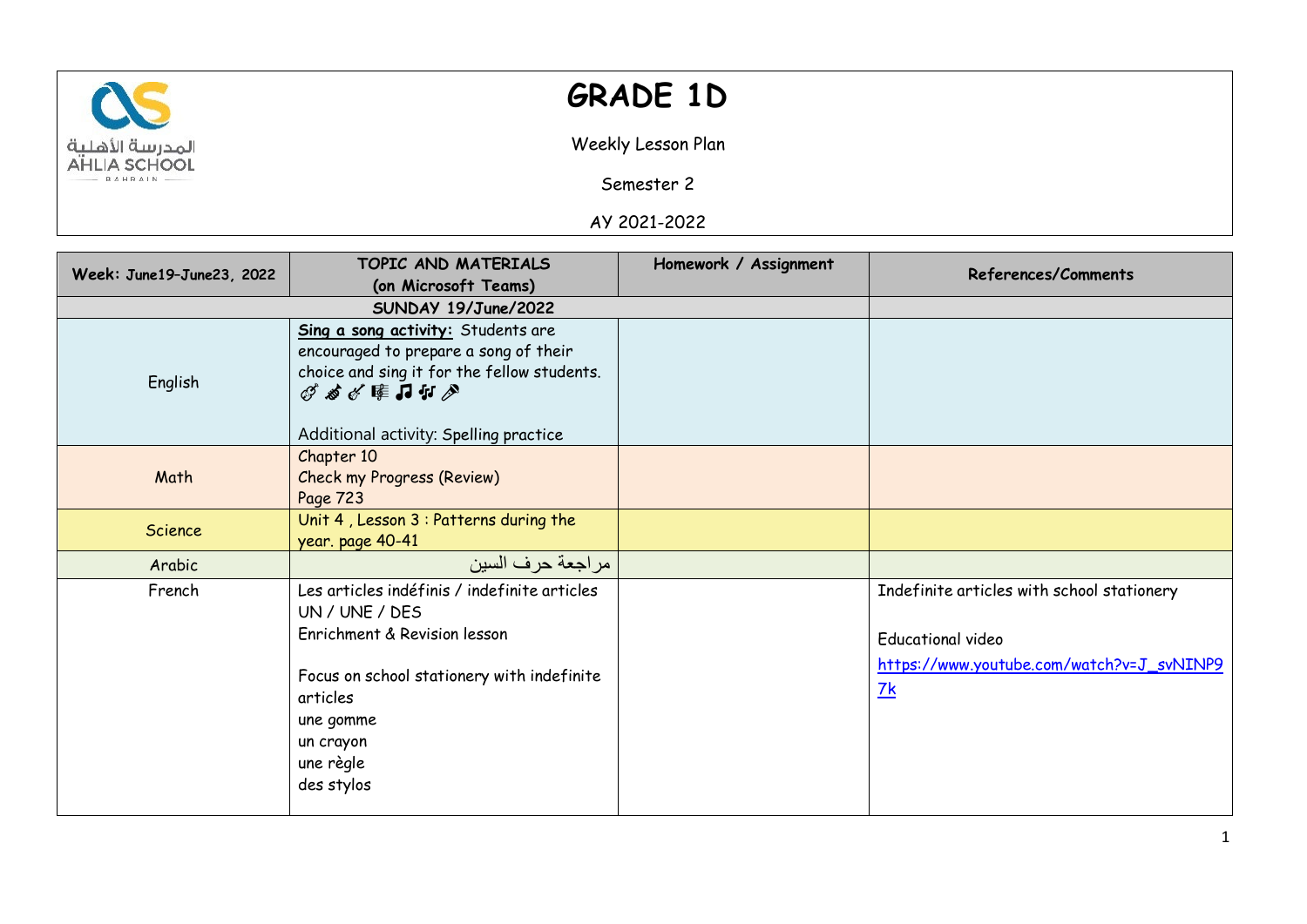# GRADE 1D

Weekly Lesson Plan

Semester 2

AY 2021-2022

| Week: June19–June23, 2022 | TOPIC AND MATERIALS (on Microsoft Teams) | Homework / Assignment | References/Comments |
|---|---|---|---|
| | SUNDAY 19/June/2022 | | |
| English | **Sing a song activity:** Students are encouraged to prepare a song of their choice and sing it for the fellow students. 🎸🎷🎸🎼🎵🎶🎤<br><br>Additional activity: Spelling practice | | |
| Math | Chapter 10<br>Check my Progress (Review)<br>Page 723 | | |
| Science | Unit 4 , Lesson 3 : Patterns during the year. page 40-41 | | |
| Arabic | مراجعة حرف السين | | |
| French | Les articles indéfinis / indefinite articles<br>UN / UNE / DES<br>Enrichment & Revision lesson<br><br>Focus on school stationery with indefinite articles<br>une gomme<br>un crayon<br>une règle<br>des stylos | | Indefinite articles with school stationery<br><br>Educational video<br>https://www.youtube.com/watch?v=J_svNINP97k |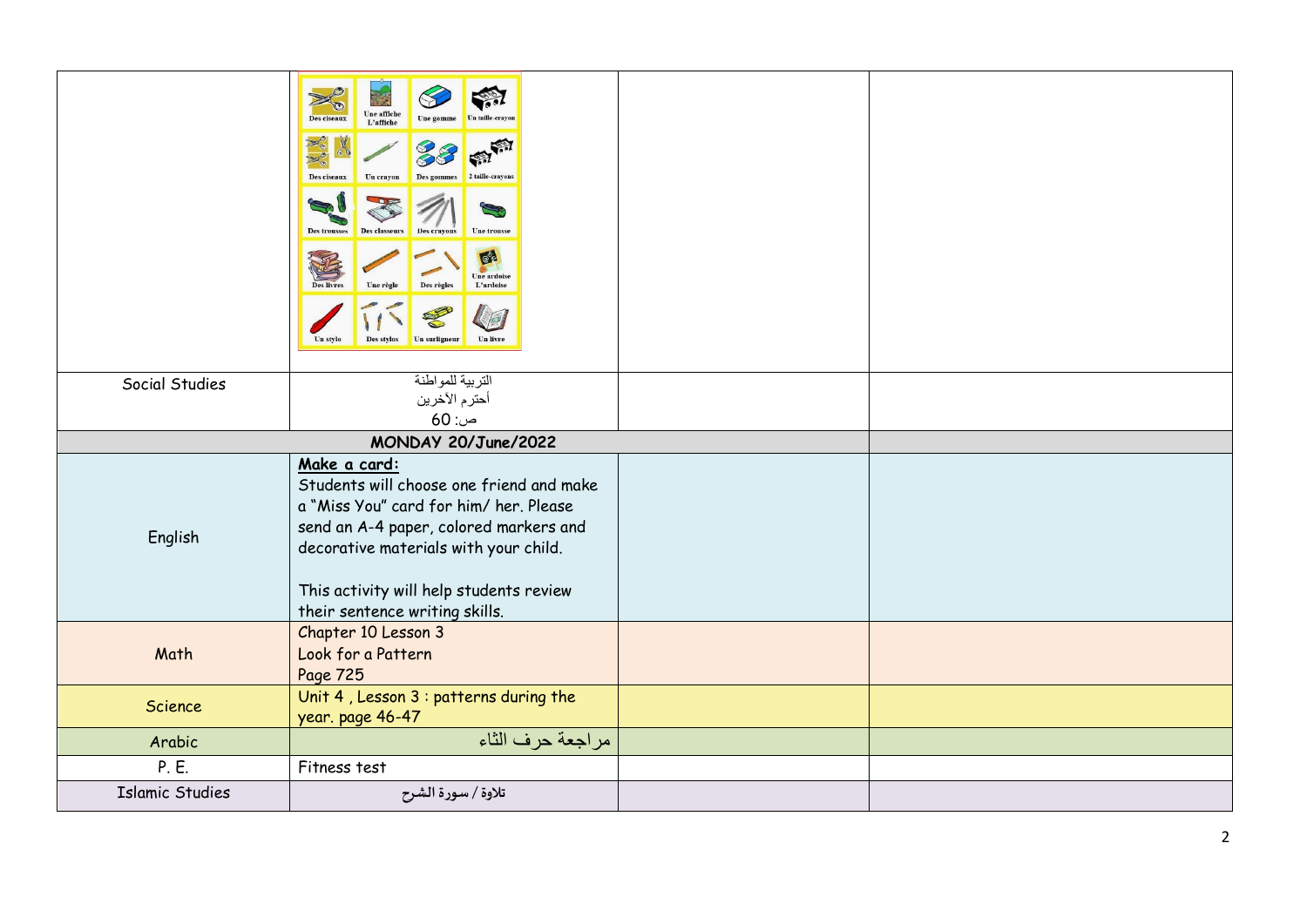| | | | |
|---|---|---|---|
| | Des ciseaux · Une affiche L'affiche · Une gomme · Un taille-crayon · Des ciseaux · Un crayon · Des gommes · 2 taille-crayons · Des trousses · Des classeurs · Des crayons · Une trousse · Des livres · Une règle · Des règles · Une ardoise L'ardoise · Un stylo · Des stylos · Un surligneur · Un livre | | |
| Social Studies | التربية للمواطنة<br>أحترم الأخرين<br>ص: 60 | | |
| **MONDAY 20/June/2022** | | | |
| English | **Make a card:**<br>Students will choose one friend and make a "Miss You" card for him/ her. Please send an A-4 paper, colored markers and decorative materials with your child.<br><br>This activity will help students review their sentence writing skills. | | |
| Math | Chapter 10 Lesson 3<br>Look for a Pattern<br>Page 725 | | |
| Science | Unit 4 , Lesson 3 : patterns during the year. page 46-47 | | |
| Arabic | مراجعة حرف الثاء | | |
| P. E. | Fitness test | | |
| Islamic Studies | تلاوة / سورة الشرح | | |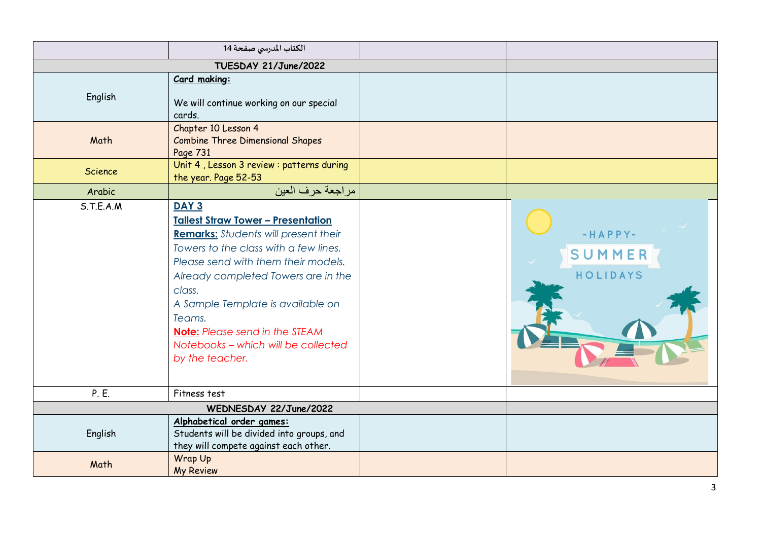| | الكتاب المدرسي صفحة 14 | | |
|---|---|---|---|
| **TUESDAY 21/June/2022** | | | |
| English | **Card making:** We will continue working on our special cards. | | |
| Math | Chapter 10 Lesson 4 Combine Three Dimensional Shapes Page 731 | | |
| Science | Unit 4 , Lesson 3 review : patterns during the year. Page 52-53 | | |
| Arabic | مراجعة حرف العين | | |
| S.T.E.A.M | **DAY 3** **Tallest Straw Tower – Presentation** **Remarks:** *Students will present their Towers to the class with a few lines. Please send with them their models. Already completed Towers are in the class. A Sample Template is available on Teams.* **Note:** *Please send in the STEAM Notebooks – which will be collected by the teacher.* | | |
| P. E. | Fitness test | | |
| **WEDNESDAY 22/June/2022** | | | |
| English | **Alphabetical order games:** Students will be divided into groups, and they will compete against each other. | | |
| Math | Wrap Up My Review | | |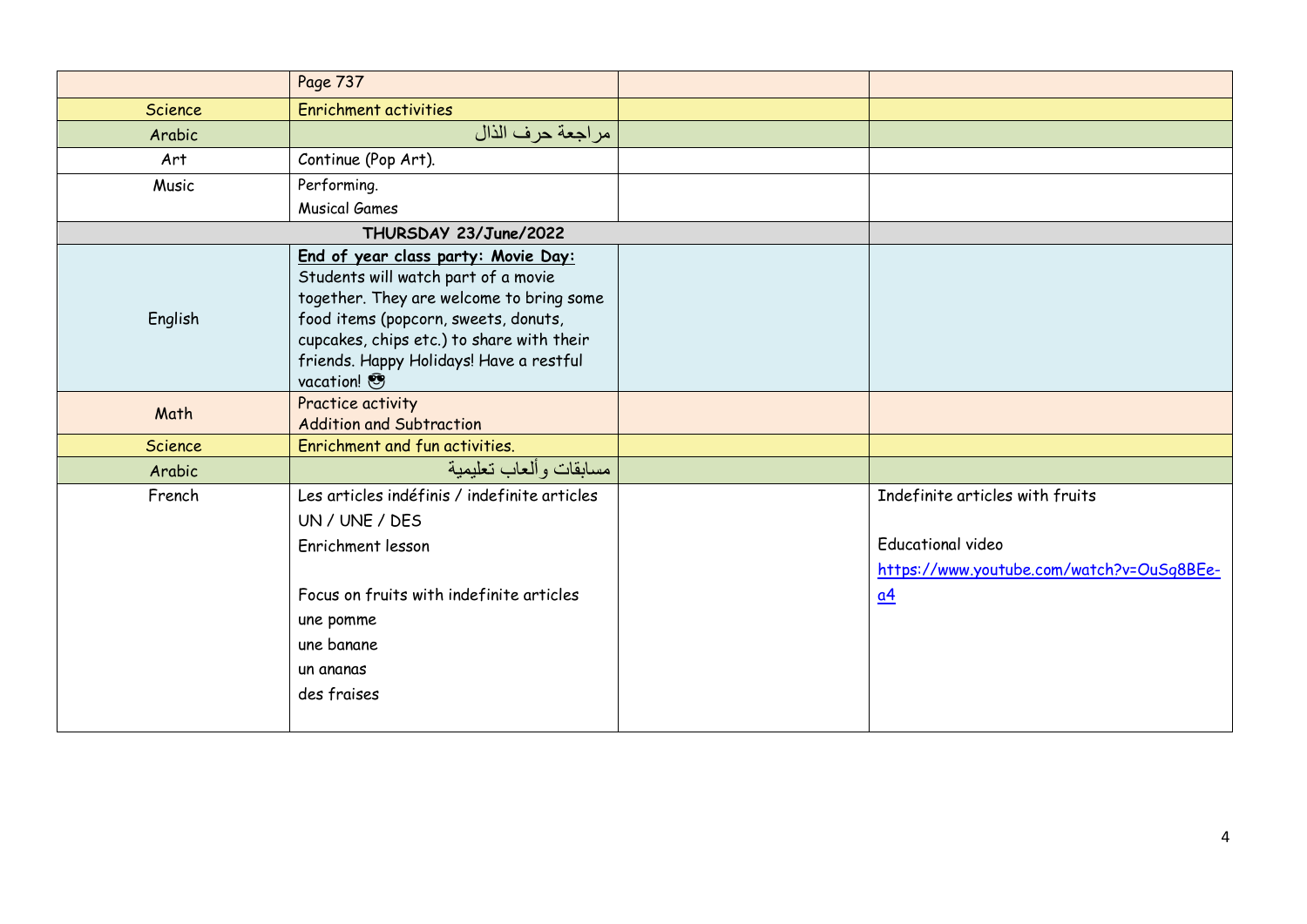| | | | |
|---|---|---|---|
| | Page 737 | | |
| Science | Enrichment activities | | |
| Arabic | مراجعة حرف الذال | | |
| Art | Continue (Pop Art). | | |
| Music | Performing.<br>Musical Games | | |
| **THURSDAY 23/June/2022** | | | |
| English | **<u>End of year class party: Movie Day:</u>**<br>Students will watch part of a movie together. They are welcome to bring some food items (popcorn, sweets, donuts, cupcakes, chips etc.) to share with their friends. Happy Holidays! Have a restful vacation! 😎 | | |
| Math | Practice activity<br>Addition and Subtraction | | |
| Science | Enrichment and fun activities. | | |
| Arabic | مسابقات وألعاب تعليمية | | |
| French | Les articles indéfinis / indefinite articles<br>UN / UNE / DES<br>Enrichment lesson<br><br>Focus on fruits with indefinite articles<br>une pomme<br>une banane<br>un ananas<br>des fraises | | Indefinite articles with fruits<br><br>Educational video<br>https://www.youtube.com/watch?v=OuSq8BEe-a4 |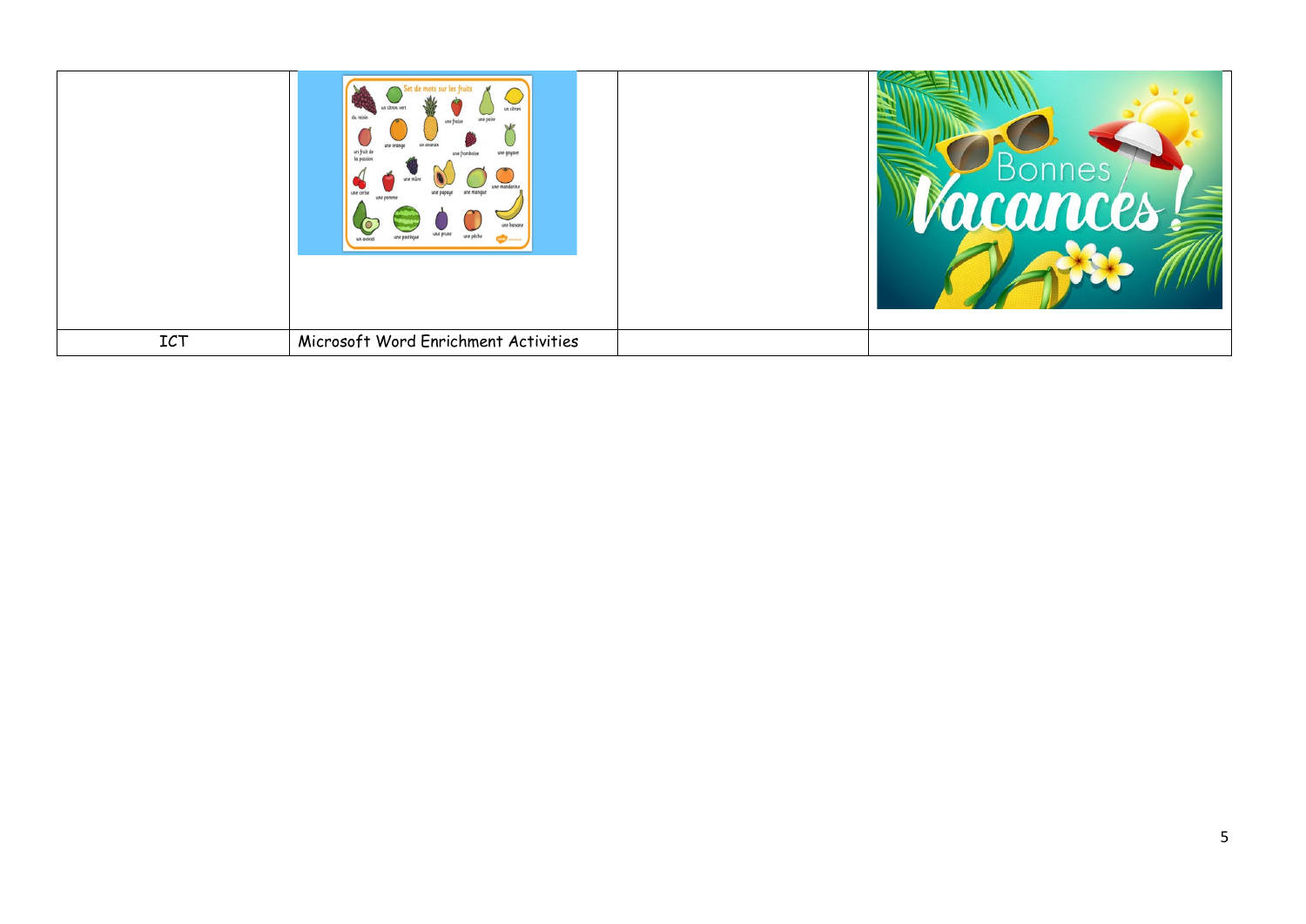| | | | |
|---|---|---|---|
| | | | |
| ICT | Microsoft Word Enrichment Activities | | |